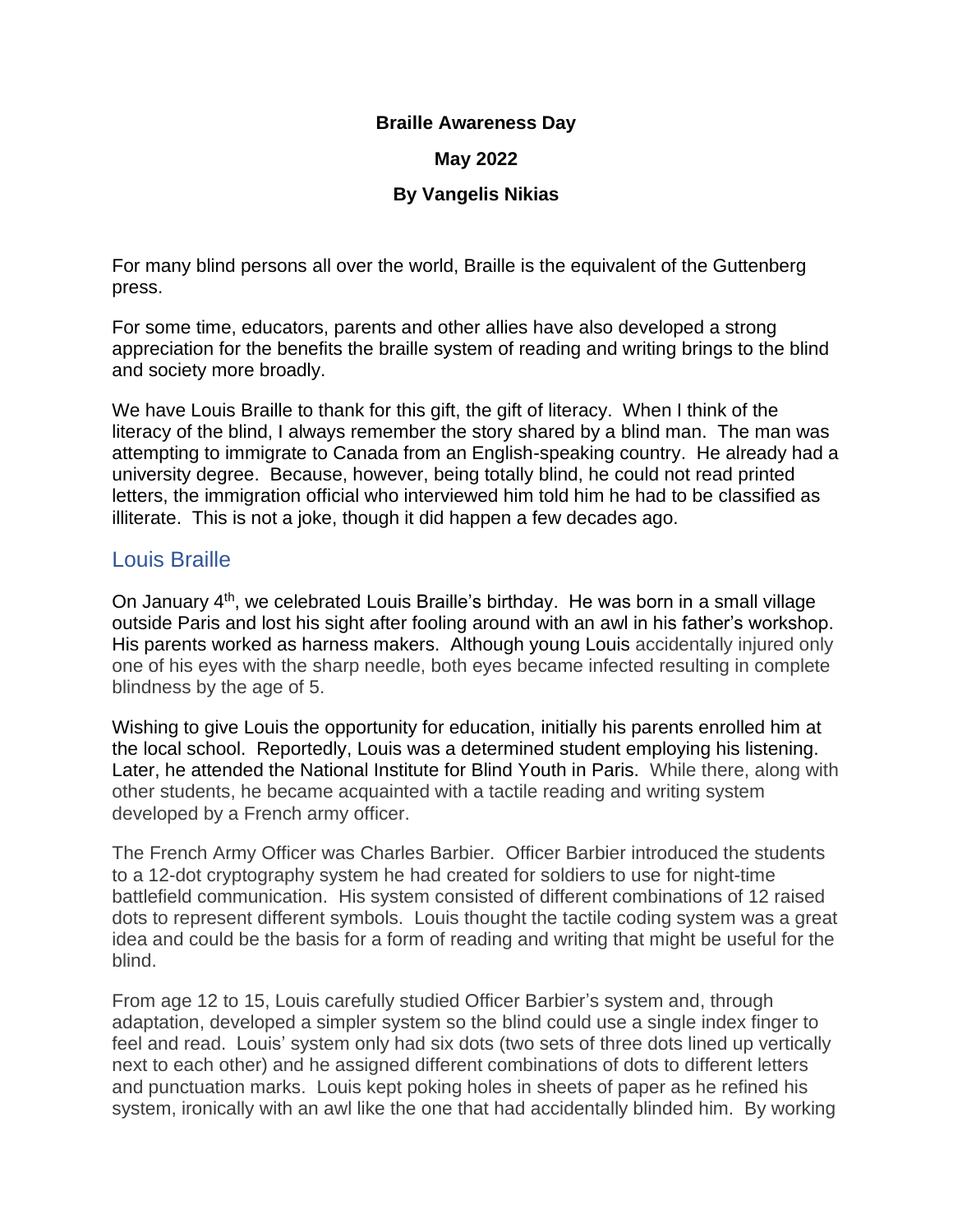**Braille Awareness Day**

**May 2022**

**By Vangelis Nikias**

For many blind persons all over the world, Braille is the equivalent of the Guttenberg press.

For some time, educators, parents and other allies have also developed a strong appreciation for the benefits the braille system of reading and writing brings to the blind and society more broadly.

We have Louis Braille to thank for this gift, the gift of literacy. When I think of the literacy of the blind, I always remember the story shared by a blind man. The man was attempting to immigrate to Canada from an English-speaking country. He already had a university degree. Because, however, being totally blind, he could not read printed letters, the immigration official who interviewed him told him he had to be classified as illiterate. This is not a joke, though it did happen a few decades ago.

## Louis Braille

On January 4th, we celebrated Louis Braille's birthday. He was born in a small village outside Paris and lost his sight after fooling around with an awl in his father's workshop. His parents worked as harness makers. Although young Louis accidentally injured only one of his eyes with the sharp needle, both eyes became infected resulting in complete blindness by the age of 5.

Wishing to give Louis the opportunity for education, initially his parents enrolled him at the local school. Reportedly, Louis was a determined student employing his listening. Later, he attended the National Institute for Blind Youth in Paris. While there, along with other students, he became acquainted with a tactile reading and writing system developed by a French army officer.

The French Army Officer was Charles Barbier. Officer Barbier introduced the students to a 12-dot cryptography system he had created for soldiers to use for night-time battlefield communication. His system consisted of different combinations of 12 raised dots to represent different symbols. Louis thought the tactile coding system was a great idea and could be the basis for a form of reading and writing that might be useful for the blind.

From age 12 to 15, Louis carefully studied Officer Barbier's system and, through adaptation, developed a simpler system so the blind could use a single index finger to feel and read. Louis' system only had six dots (two sets of three dots lined up vertically next to each other) and he assigned different combinations of dots to different letters and punctuation marks. Louis kept poking holes in sheets of paper as he refined his system, ironically with an awl like the one that had accidentally blinded him. By working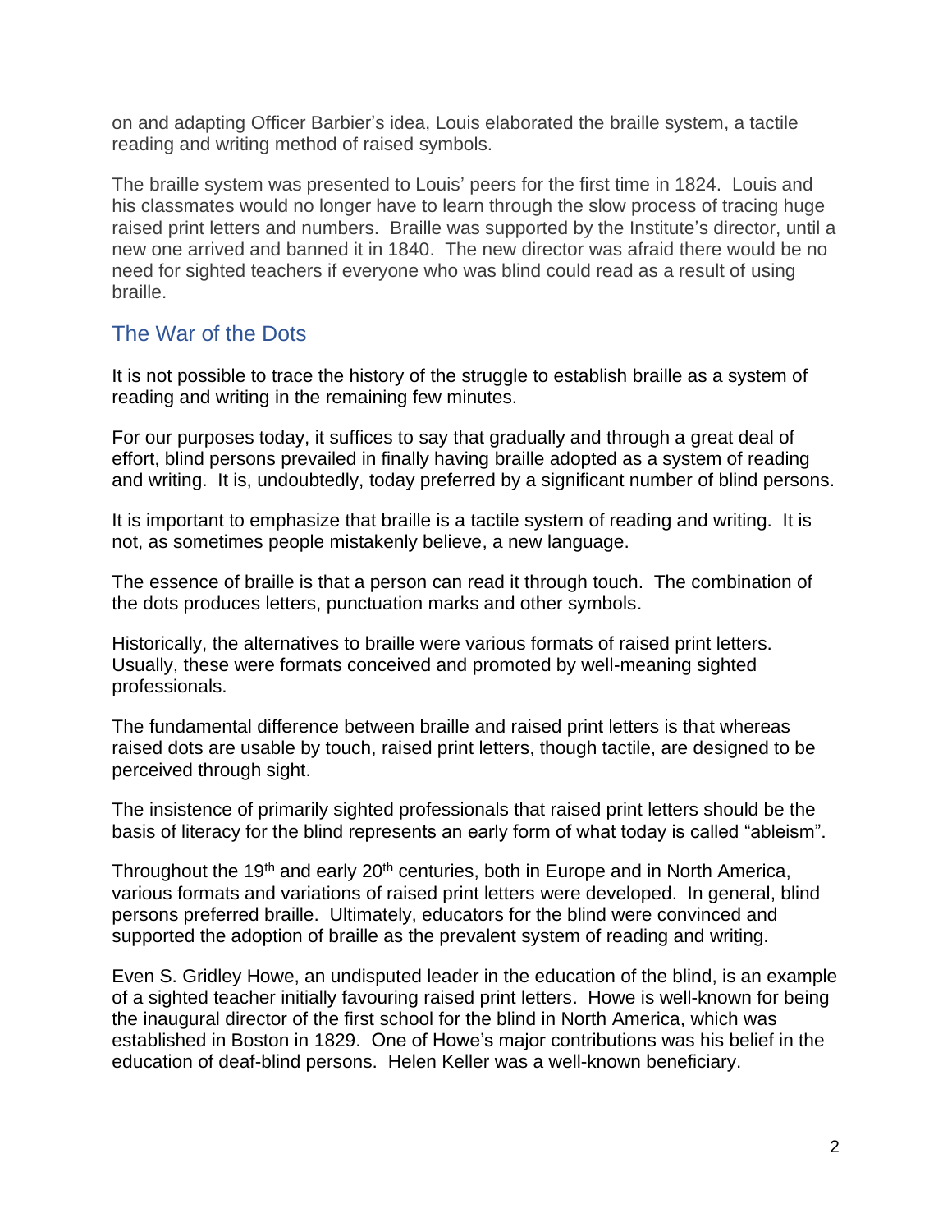on and adapting Officer Barbier's idea, Louis elaborated the braille system, a tactile reading and writing method of raised symbols.

The braille system was presented to Louis' peers for the first time in 1824. Louis and his classmates would no longer have to learn through the slow process of tracing huge raised print letters and numbers. Braille was supported by the Institute's director, until a new one arrived and banned it in 1840. The new director was afraid there would be no need for sighted teachers if everyone who was blind could read as a result of using braille.

## The War of the Dots

It is not possible to trace the history of the struggle to establish braille as a system of reading and writing in the remaining few minutes.

For our purposes today, it suffices to say that gradually and through a great deal of effort, blind persons prevailed in finally having braille adopted as a system of reading and writing. It is, undoubtedly, today preferred by a significant number of blind persons.

It is important to emphasize that braille is a tactile system of reading and writing. It is not, as sometimes people mistakenly believe, a new language.

The essence of braille is that a person can read it through touch. The combination of the dots produces letters, punctuation marks and other symbols.

Historically, the alternatives to braille were various formats of raised print letters. Usually, these were formats conceived and promoted by well-meaning sighted professionals.

The fundamental difference between braille and raised print letters is that whereas raised dots are usable by touch, raised print letters, though tactile, are designed to be perceived through sight.

The insistence of primarily sighted professionals that raised print letters should be the basis of literacy for the blind represents an early form of what today is called "ableism".

Throughout the 19th and early 20th centuries, both in Europe and in North America, various formats and variations of raised print letters were developed. In general, blind persons preferred braille. Ultimately, educators for the blind were convinced and supported the adoption of braille as the prevalent system of reading and writing.

Even S. Gridley Howe, an undisputed leader in the education of the blind, is an example of a sighted teacher initially favouring raised print letters. Howe is well-known for being the inaugural director of the first school for the blind in North America, which was established in Boston in 1829. One of Howe's major contributions was his belief in the education of deaf-blind persons. Helen Keller was a well-known beneficiary.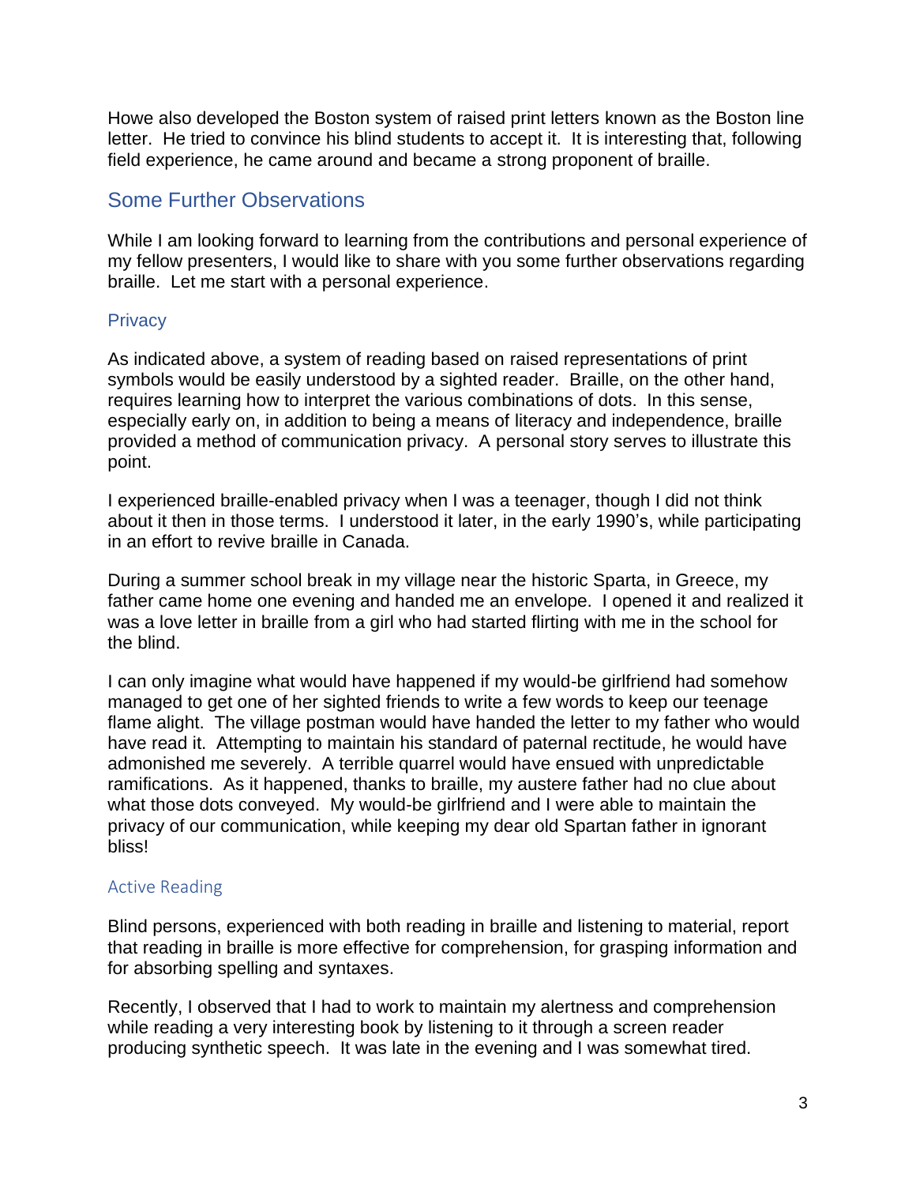Howe also developed the Boston system of raised print letters known as the Boston line letter. He tried to convince his blind students to accept it. It is interesting that, following field experience, he came around and became a strong proponent of braille.

## Some Further Observations

While I am looking forward to learning from the contributions and personal experience of my fellow presenters, I would like to share with you some further observations regarding braille. Let me start with a personal experience.

### Privacy

As indicated above, a system of reading based on raised representations of print symbols would be easily understood by a sighted reader. Braille, on the other hand, requires learning how to interpret the various combinations of dots. In this sense, especially early on, in addition to being a means of literacy and independence, braille provided a method of communication privacy. A personal story serves to illustrate this point.

I experienced braille-enabled privacy when I was a teenager, though I did not think about it then in those terms. I understood it later, in the early 1990's, while participating in an effort to revive braille in Canada.

During a summer school break in my village near the historic Sparta, in Greece, my father came home one evening and handed me an envelope. I opened it and realized it was a love letter in braille from a girl who had started flirting with me in the school for the blind.

I can only imagine what would have happened if my would-be girlfriend had somehow managed to get one of her sighted friends to write a few words to keep our teenage flame alight. The village postman would have handed the letter to my father who would have read it. Attempting to maintain his standard of paternal rectitude, he would have admonished me severely. A terrible quarrel would have ensued with unpredictable ramifications. As it happened, thanks to braille, my austere father had no clue about what those dots conveyed. My would-be girlfriend and I were able to maintain the privacy of our communication, while keeping my dear old Spartan father in ignorant bliss!

### Active Reading

Blind persons, experienced with both reading in braille and listening to material, report that reading in braille is more effective for comprehension, for grasping information and for absorbing spelling and syntaxes.

Recently, I observed that I had to work to maintain my alertness and comprehension while reading a very interesting book by listening to it through a screen reader producing synthetic speech. It was late in the evening and I was somewhat tired.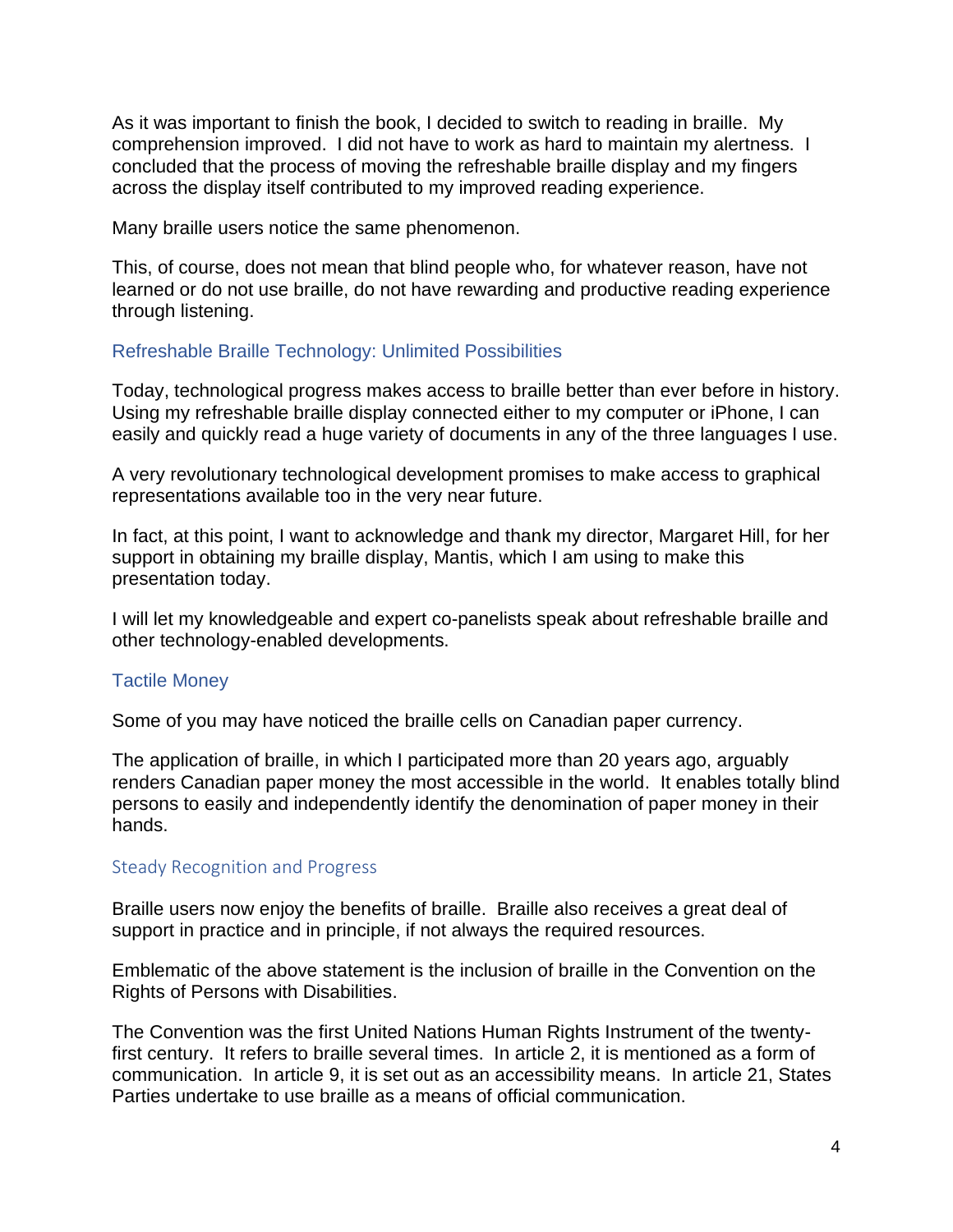As it was important to finish the book, I decided to switch to reading in braille. My comprehension improved. I did not have to work as hard to maintain my alertness. I concluded that the process of moving the refreshable braille display and my fingers across the display itself contributed to my improved reading experience.

Many braille users notice the same phenomenon.

This, of course, does not mean that blind people who, for whatever reason, have not learned or do not use braille, do not have rewarding and productive reading experience through listening.

## Refreshable Braille Technology: Unlimited Possibilities

Today, technological progress makes access to braille better than ever before in history. Using my refreshable braille display connected either to my computer or iPhone, I can easily and quickly read a huge variety of documents in any of the three languages I use.

A very revolutionary technological development promises to make access to graphical representations available too in the very near future.

In fact, at this point, I want to acknowledge and thank my director, Margaret Hill, for her support in obtaining my braille display, Mantis, which I am using to make this presentation today.

I will let my knowledgeable and expert co-panelists speak about refreshable braille and other technology-enabled developments.

## Tactile Money

Some of you may have noticed the braille cells on Canadian paper currency.

The application of braille, in which I participated more than 20 years ago, arguably renders Canadian paper money the most accessible in the world. It enables totally blind persons to easily and independently identify the denomination of paper money in their hands.

### Steady Recognition and Progress

Braille users now enjoy the benefits of braille. Braille also receives a great deal of support in practice and in principle, if not always the required resources.

Emblematic of the above statement is the inclusion of braille in the Convention on the Rights of Persons with Disabilities.

The Convention was the first United Nations Human Rights Instrument of the twenty-first century. It refers to braille several times. In article 2, it is mentioned as a form of communication. In article 9, it is set out as an accessibility means. In article 21, States Parties undertake to use braille as a means of official communication.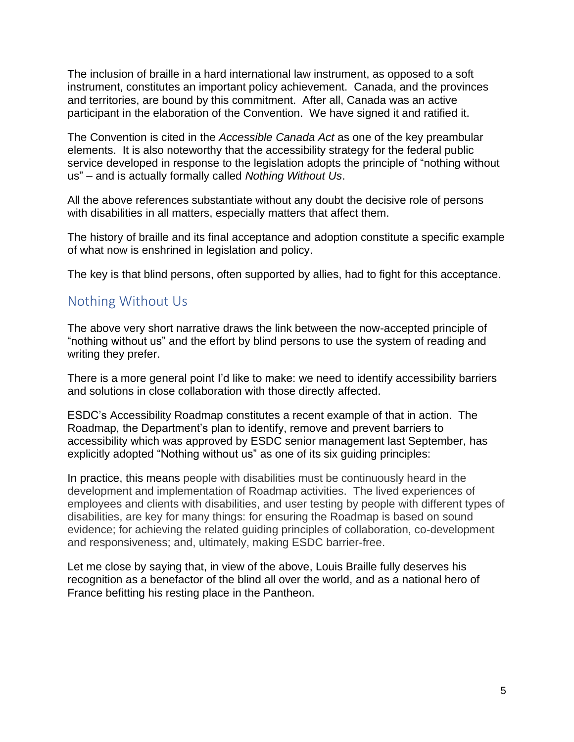The inclusion of braille in a hard international law instrument, as opposed to a soft instrument, constitutes an important policy achievement. Canada, and the provinces and territories, are bound by this commitment. After all, Canada was an active participant in the elaboration of the Convention. We have signed it and ratified it.

The Convention is cited in the *Accessible Canada Act* as one of the key preambular elements. It is also noteworthy that the accessibility strategy for the federal public service developed in response to the legislation adopts the principle of "nothing without us" – and is actually formally called *Nothing Without Us*.

All the above references substantiate without any doubt the decisive role of persons with disabilities in all matters, especially matters that affect them.

The history of braille and its final acceptance and adoption constitute a specific example of what now is enshrined in legislation and policy.

The key is that blind persons, often supported by allies, had to fight for this acceptance.

## Nothing Without Us

The above very short narrative draws the link between the now-accepted principle of "nothing without us" and the effort by blind persons to use the system of reading and writing they prefer.

There is a more general point I'd like to make: we need to identify accessibility barriers and solutions in close collaboration with those directly affected.

ESDC's Accessibility Roadmap constitutes a recent example of that in action. The Roadmap, the Department's plan to identify, remove and prevent barriers to accessibility which was approved by ESDC senior management last September, has explicitly adopted "Nothing without us" as one of its six guiding principles:

In practice, this means people with disabilities must be continuously heard in the development and implementation of Roadmap activities. The lived experiences of employees and clients with disabilities, and user testing by people with different types of disabilities, are key for many things: for ensuring the Roadmap is based on sound evidence; for achieving the related guiding principles of collaboration, co-development and responsiveness; and, ultimately, making ESDC barrier-free.

Let me close by saying that, in view of the above, Louis Braille fully deserves his recognition as a benefactor of the blind all over the world, and as a national hero of France befitting his resting place in the Pantheon.